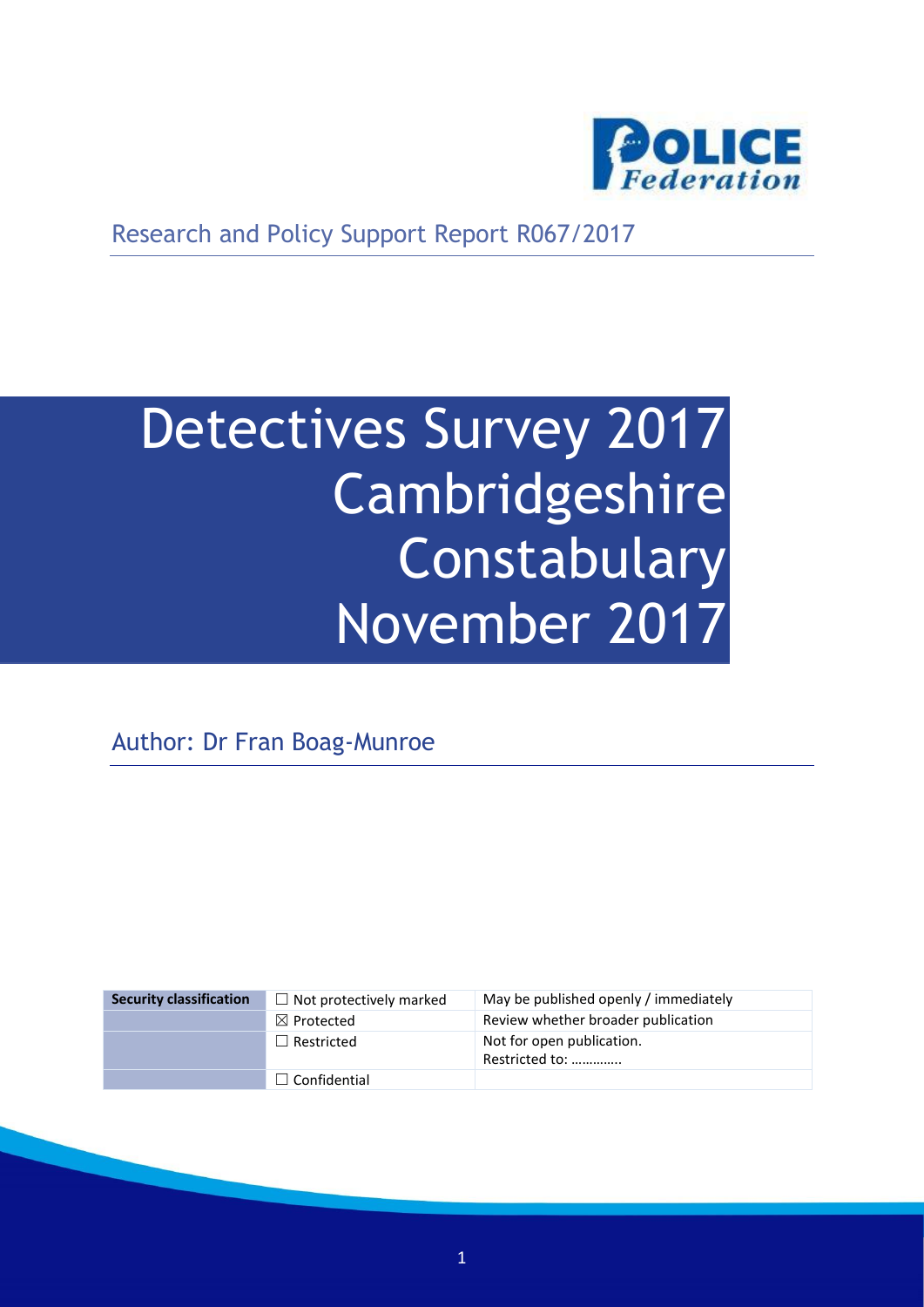Research and Policy Support Report R067/2017

# Detectives Survey 2017 Cambridgeshire Constabulary November 2017

Author: Dr Fran Boag-Munroe

| Security classification | ☐ Not protectively marked | May be published openly / immediately |
| --- | --- | --- |
| | ☒ Protected | Review whether broader publication |
| | ☐ Restricted | Not for open publication. Restricted to: ………….. |
| | ☐ Confidential | |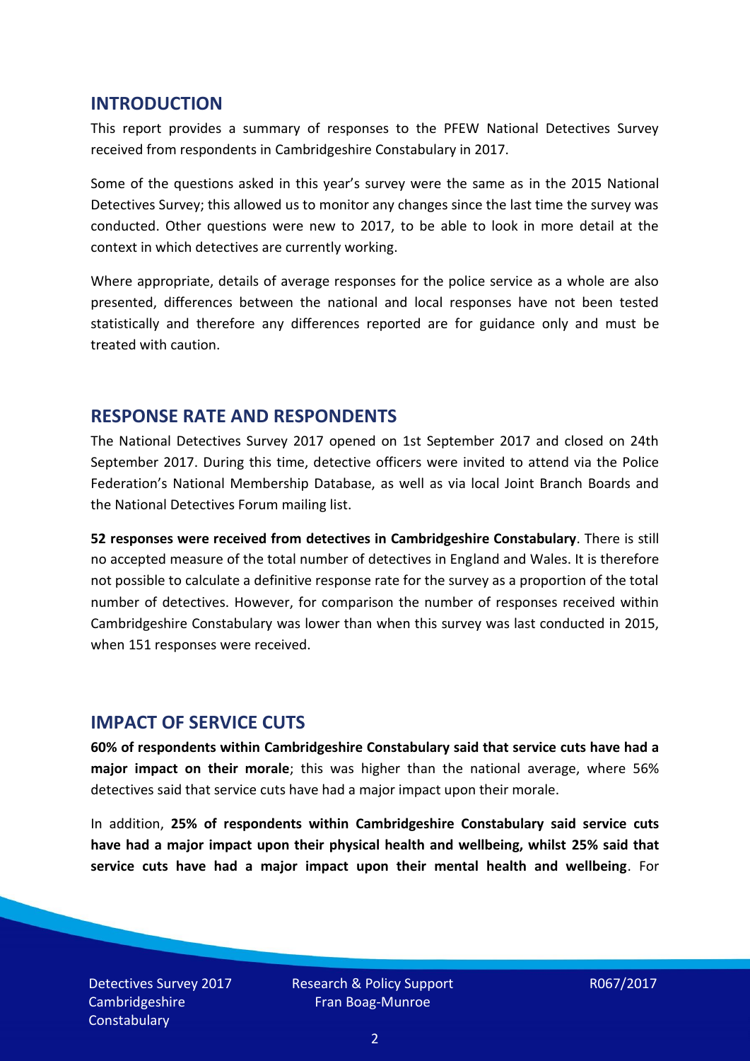## INTRODUCTION

This report provides a summary of responses to the PFEW National Detectives Survey received from respondents in Cambridgeshire Constabulary in 2017.

Some of the questions asked in this year's survey were the same as in the 2015 National Detectives Survey; this allowed us to monitor any changes since the last time the survey was conducted. Other questions were new to 2017, to be able to look in more detail at the context in which detectives are currently working.

Where appropriate, details of average responses for the police service as a whole are also presented, differences between the national and local responses have not been tested statistically and therefore any differences reported are for guidance only and must be treated with caution.

## RESPONSE RATE AND RESPONDENTS

The National Detectives Survey 2017 opened on 1st September 2017 and closed on 24th September 2017. During this time, detective officers were invited to attend via the Police Federation's National Membership Database, as well as via local Joint Branch Boards and the National Detectives Forum mailing list.

**52 responses were received from detectives in Cambridgeshire Constabulary**. There is still no accepted measure of the total number of detectives in England and Wales. It is therefore not possible to calculate a definitive response rate for the survey as a proportion of the total number of detectives. However, for comparison the number of responses received within Cambridgeshire Constabulary was lower than when this survey was last conducted in 2015, when 151 responses were received.

## IMPACT OF SERVICE CUTS

**60% of respondents within Cambridgeshire Constabulary said that service cuts have had a major impact on their morale**; this was higher than the national average, where 56% detectives said that service cuts have had a major impact upon their morale.

In addition, **25% of respondents within Cambridgeshire Constabulary said service cuts have had a major impact upon their physical health and wellbeing, whilst 25% said that service cuts have had a major impact upon their mental health and wellbeing**. For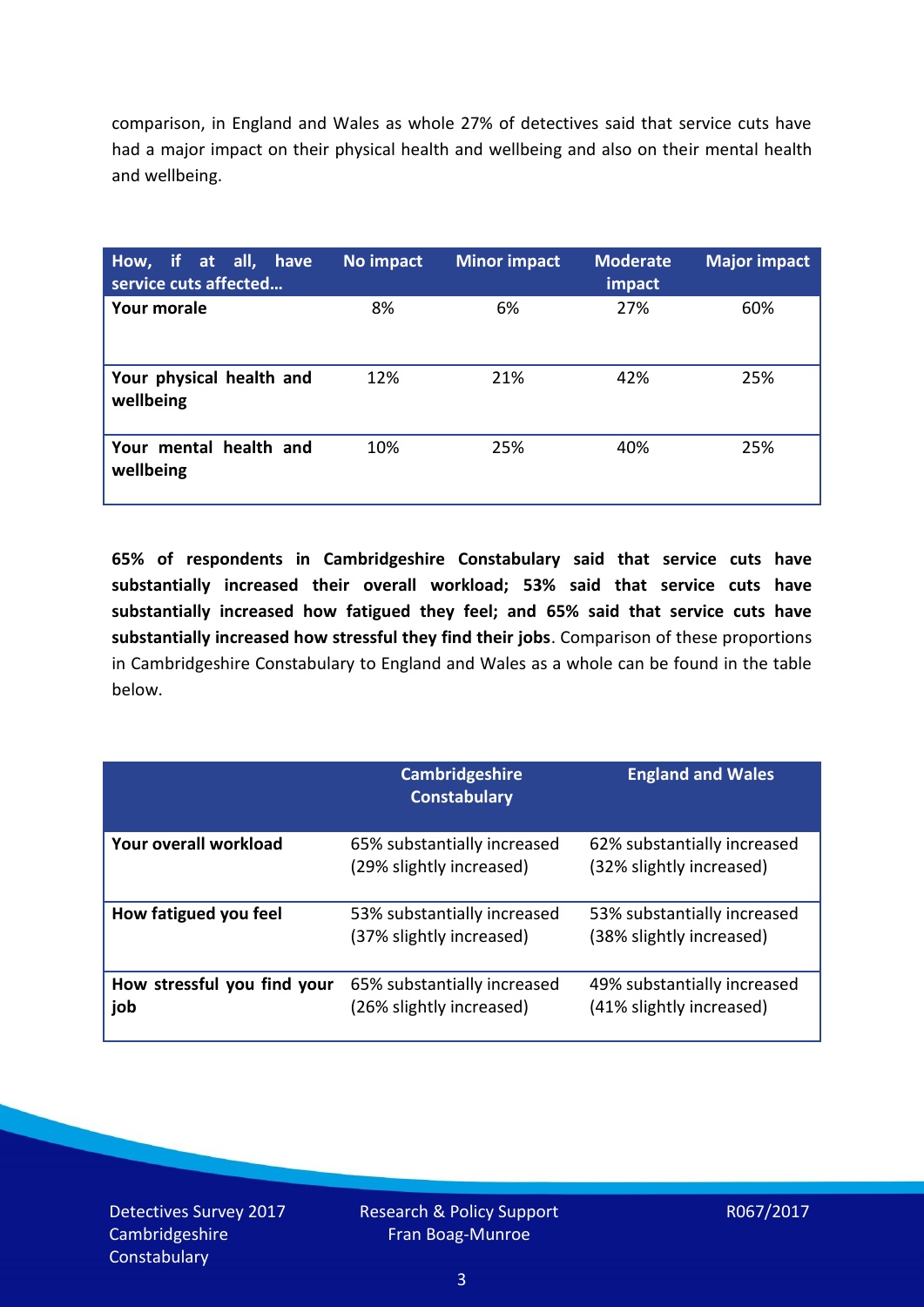comparison, in England and Wales as whole 27% of detectives said that service cuts have had a major impact on their physical health and wellbeing and also on their mental health and wellbeing.

| How, if at all, have service cuts affected… | No impact | Minor impact | Moderate impact | Major impact |
| --- | --- | --- | --- | --- |
| **Your morale** | 8% | 6% | 27% | 60% |
| **Your physical health and wellbeing** | 12% | 21% | 42% | 25% |
| **Your mental health and wellbeing** | 10% | 25% | 40% | 25% |

**65% of respondents in Cambridgeshire Constabulary said that service cuts have substantially increased their overall workload; 53% said that service cuts have substantially increased how fatigued they feel; and 65% said that service cuts have substantially increased how stressful they find their jobs**. Comparison of these proportions in Cambridgeshire Constabulary to England and Wales as a whole can be found in the table below.

| | Cambridgeshire Constabulary | England and Wales |
| --- | --- | --- |
| **Your overall workload** | 65% substantially increased (29% slightly increased) | 62% substantially increased (32% slightly increased) |
| **How fatigued you feel** | 53% substantially increased (37% slightly increased) | 53% substantially increased (38% slightly increased) |
| **How stressful you find your job** | 65% substantially increased (26% slightly increased) | 49% substantially increased (41% slightly increased) |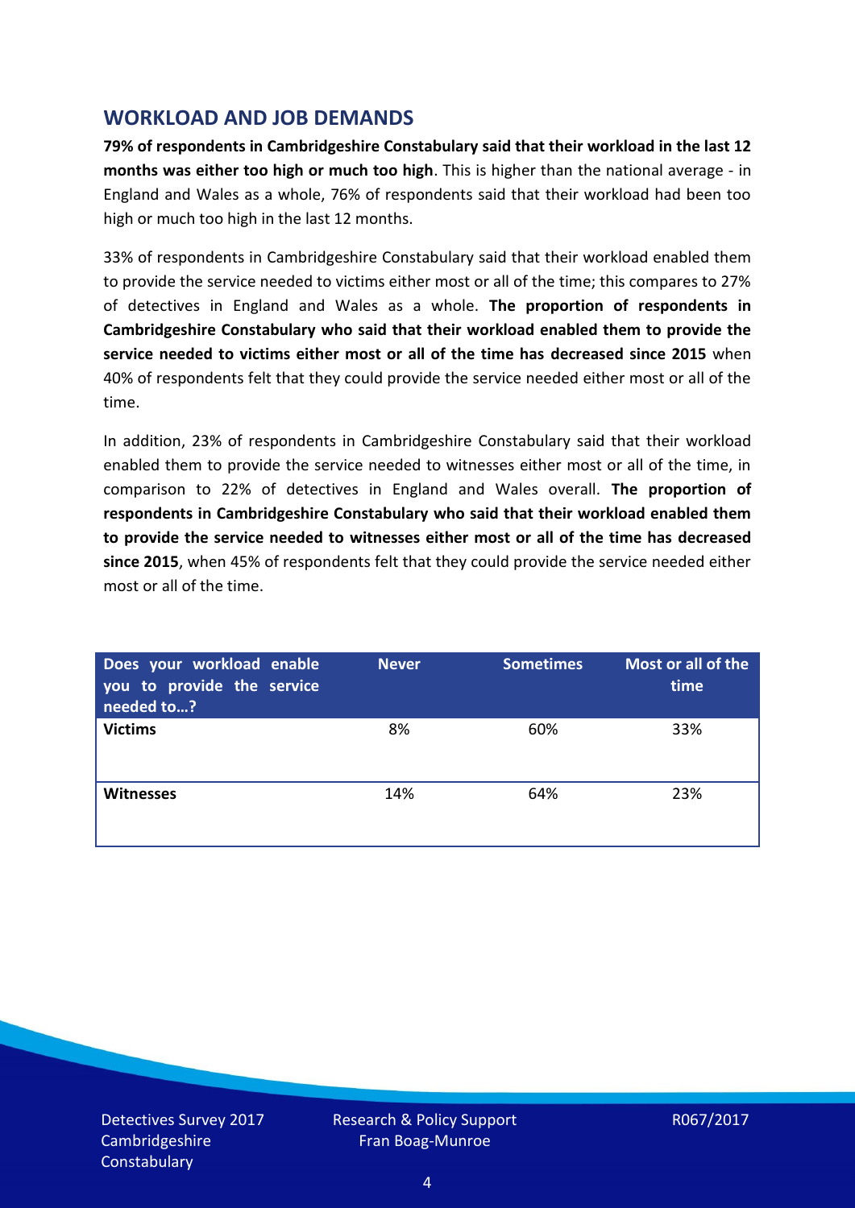## WORKLOAD AND JOB DEMANDS

**79% of respondents in Cambridgeshire Constabulary said that their workload in the last 12 months was either too high or much too high**. This is higher than the national average - in England and Wales as a whole, 76% of respondents said that their workload had been too high or much too high in the last 12 months.

33% of respondents in Cambridgeshire Constabulary said that their workload enabled them to provide the service needed to victims either most or all of the time; this compares to 27% of detectives in England and Wales as a whole. **The proportion of respondents in Cambridgeshire Constabulary who said that their workload enabled them to provide the service needed to victims either most or all of the time has decreased since 2015** when 40% of respondents felt that they could provide the service needed either most or all of the time.

In addition, 23% of respondents in Cambridgeshire Constabulary said that their workload enabled them to provide the service needed to witnesses either most or all of the time, in comparison to 22% of detectives in England and Wales overall. **The proportion of respondents in Cambridgeshire Constabulary who said that their workload enabled them to provide the service needed to witnesses either most or all of the time has decreased since 2015**, when 45% of respondents felt that they could provide the service needed either most or all of the time.

| Does your workload enable you to provide the service needed to…? | Never | Sometimes | Most or all of the time |
|---|---|---|---|
| **Victims** | 8% | 60% | 33% |
| **Witnesses** | 14% | 64% | 23% |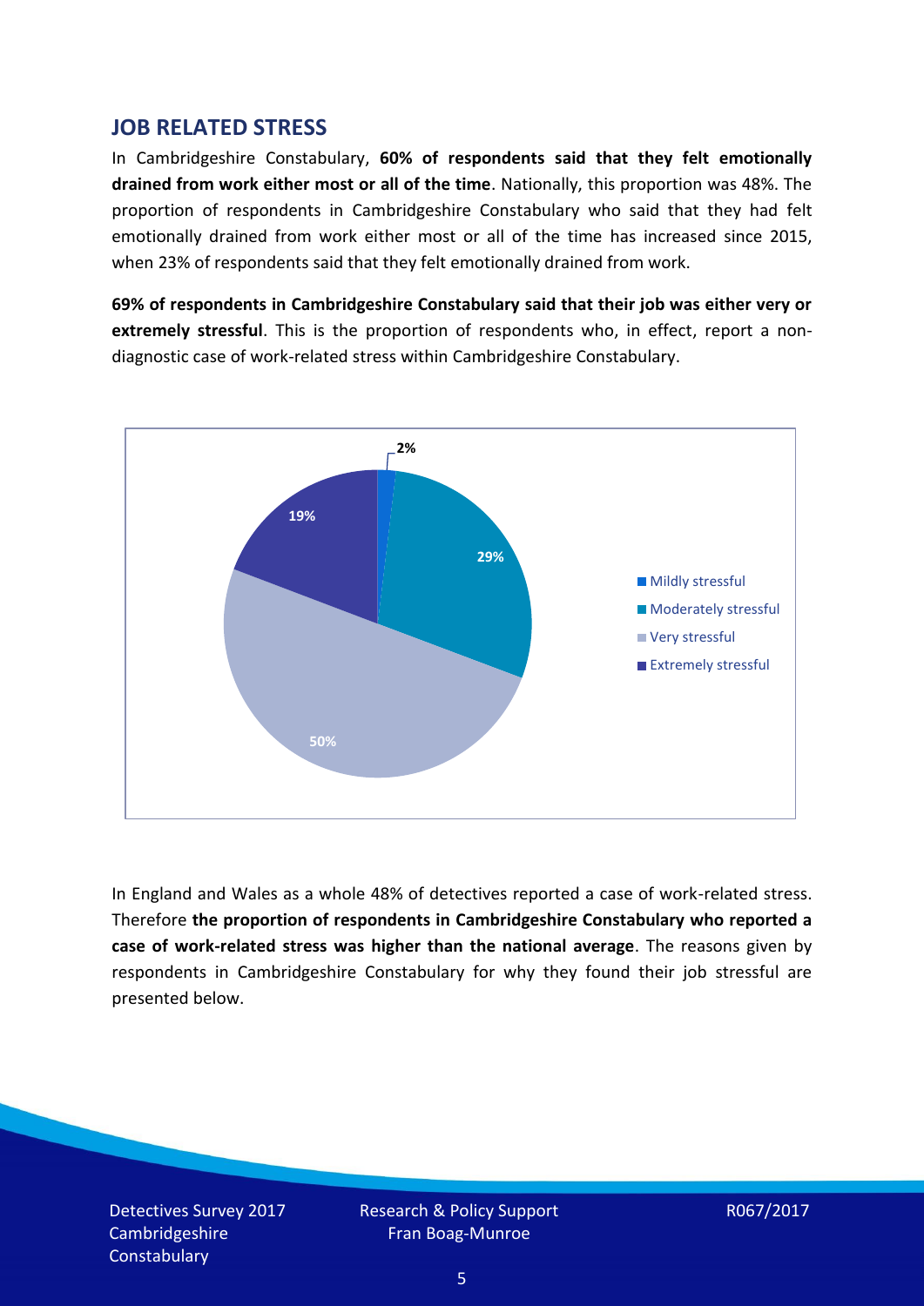## JOB RELATED STRESS

In Cambridgeshire Constabulary, **60% of respondents said that they felt emotionally drained from work either most or all of the time**. Nationally, this proportion was 48%. The proportion of respondents in Cambridgeshire Constabulary who said that they had felt emotionally drained from work either most or all of the time has increased since 2015, when 23% of respondents said that they felt emotionally drained from work.

**69% of respondents in Cambridgeshire Constabulary said that their job was either very or extremely stressful**. This is the proportion of respondents who, in effect, report a non-diagnostic case of work-related stress within Cambridgeshire Constabulary.

| Response | Percentage |
| --- | --- |
| Mildly stressful | 2% |
| Moderately stressful | 29% |
| Very stressful | 50% |
| Extremely stressful | 19% |

In England and Wales as a whole 48% of detectives reported a case of work-related stress. Therefore **the proportion of respondents in Cambridgeshire Constabulary who reported a case of work-related stress was higher than the national average**. The reasons given by respondents in Cambridgeshire Constabulary for why they found their job stressful are presented below.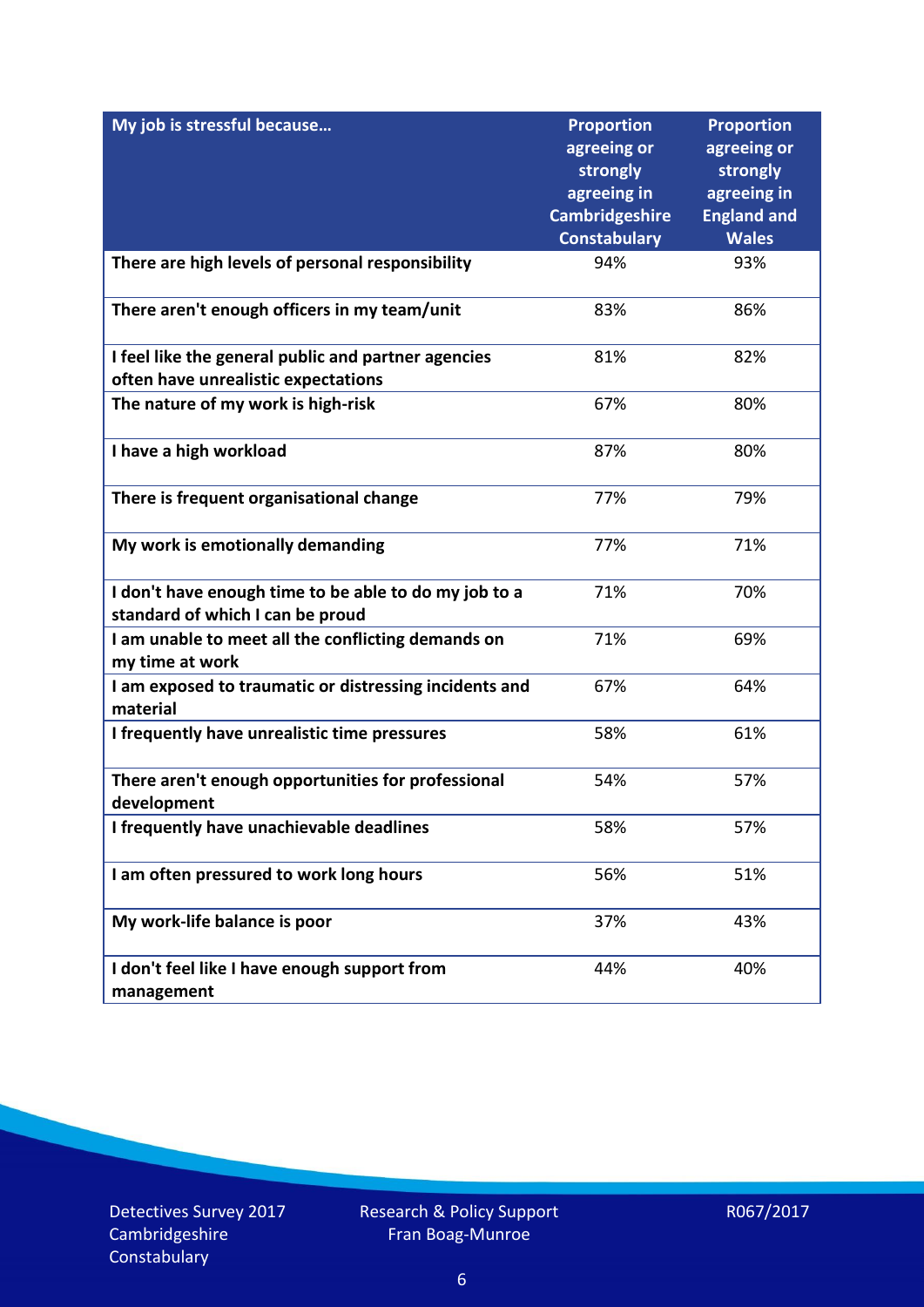| My job is stressful because… | Proportion agreeing or strongly agreeing in Cambridgeshire Constabulary | Proportion agreeing or strongly agreeing in England and Wales |
|---|---|---|
| There are high levels of personal responsibility | 94% | 93% |
| There aren't enough officers in my team/unit | 83% | 86% |
| I feel like the general public and partner agencies often have unrealistic expectations | 81% | 82% |
| The nature of my work is high-risk | 67% | 80% |
| I have a high workload | 87% | 80% |
| There is frequent organisational change | 77% | 79% |
| My work is emotionally demanding | 77% | 71% |
| I don't have enough time to be able to do my job to a standard of which I can be proud | 71% | 70% |
| I am unable to meet all the conflicting demands on my time at work | 71% | 69% |
| I am exposed to traumatic or distressing incidents and material | 67% | 64% |
| I frequently have unrealistic time pressures | 58% | 61% |
| There aren't enough opportunities for professional development | 54% | 57% |
| I frequently have unachievable deadlines | 58% | 57% |
| I am often pressured to work long hours | 56% | 51% |
| My work-life balance is poor | 37% | 43% |
| I don't feel like I have enough support from management | 44% | 40% |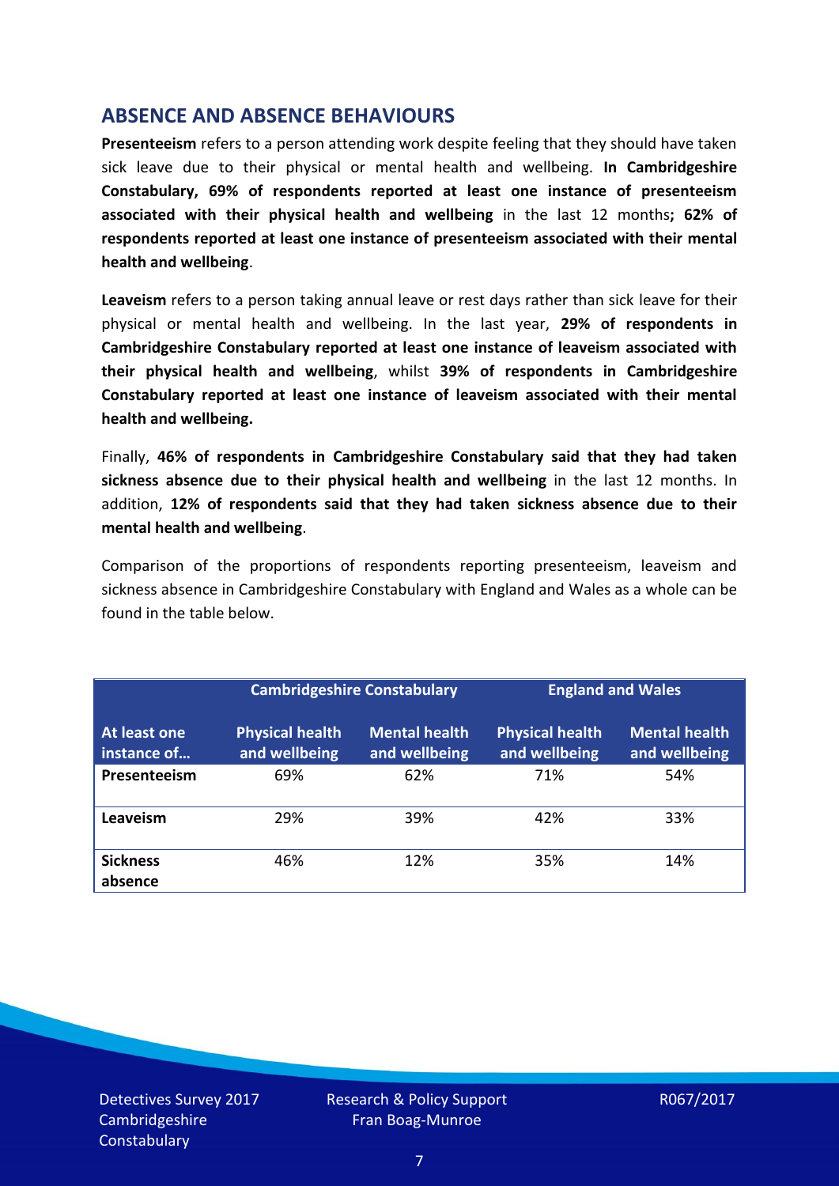## ABSENCE AND ABSENCE BEHAVIOURS

**Presenteeism** refers to a person attending work despite feeling that they should have taken sick leave due to their physical or mental health and wellbeing. **In Cambridgeshire Constabulary, 69% of respondents reported at least one instance of presenteeism associated with their physical health and wellbeing** in the last 12 months**; 62% of respondents reported at least one instance of presenteeism associated with their mental health and wellbeing**.

**Leaveism** refers to a person taking annual leave or rest days rather than sick leave for their physical or mental health and wellbeing. In the last year, **29% of respondents in Cambridgeshire Constabulary reported at least one instance of leaveism associated with their physical health and wellbeing**, whilst **39% of respondents in Cambridgeshire Constabulary reported at least one instance of leaveism associated with their mental health and wellbeing.**

Finally, **46% of respondents in Cambridgeshire Constabulary said that they had taken sickness absence due to their physical health and wellbeing** in the last 12 months. In addition, **12% of respondents said that they had taken sickness absence due to their mental health and wellbeing**.

Comparison of the proportions of respondents reporting presenteeism, leaveism and sickness absence in Cambridgeshire Constabulary with England and Wales as a whole can be found in the table below.

| | Cambridgeshire Constabulary | | England and Wales | |
|---|---|---|---|---|
| **At least one instance of…** | **Physical health and wellbeing** | **Mental health and wellbeing** | **Physical health and wellbeing** | **Mental health and wellbeing** |
| **Presenteeism** | 69% | 62% | 71% | 54% |
| **Leaveism** | 29% | 39% | 42% | 33% |
| **Sickness absence** | 46% | 12% | 35% | 14% |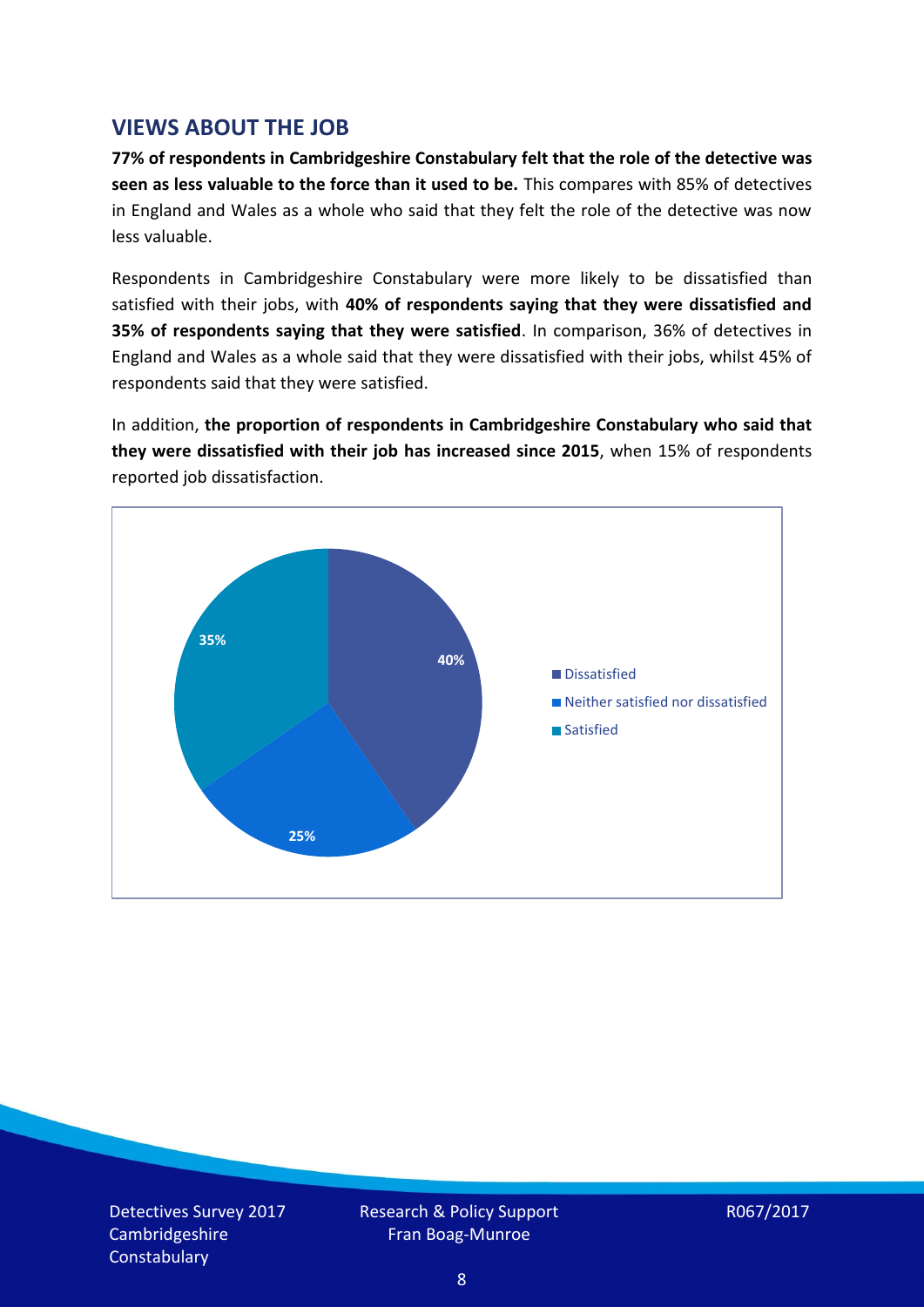## VIEWS ABOUT THE JOB

**77% of respondents in Cambridgeshire Constabulary felt that the role of the detective was seen as less valuable to the force than it used to be.** This compares with 85% of detectives in England and Wales as a whole who said that they felt the role of the detective was now less valuable.

Respondents in Cambridgeshire Constabulary were more likely to be dissatisfied than satisfied with their jobs, with **40% of respondents saying that they were dissatisfied and 35% of respondents saying that they were satisfied**. In comparison, 36% of detectives in England and Wales as a whole said that they were dissatisfied with their jobs, whilst 45% of respondents said that they were satisfied.

In addition, **the proportion of respondents in Cambridgeshire Constabulary who said that they were dissatisfied with their job has increased since 2015**, when 15% of respondents reported job dissatisfaction.

| Response | Percentage |
| --- | --- |
| Dissatisfied | 40% |
| Neither satisfied nor dissatisfied | 25% |
| Satisfied | 35% |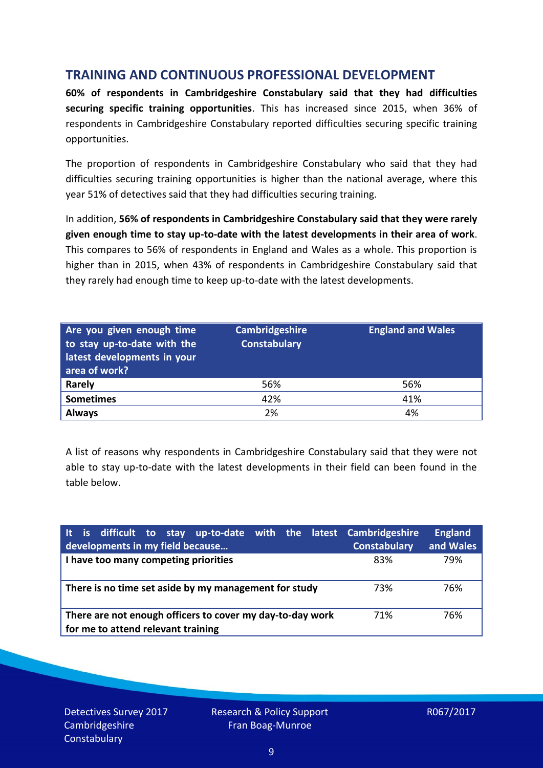## TRAINING AND CONTINUOUS PROFESSIONAL DEVELOPMENT

**60% of respondents in Cambridgeshire Constabulary said that they had difficulties securing specific training opportunities**. This has increased since 2015, when 36% of respondents in Cambridgeshire Constabulary reported difficulties securing specific training opportunities.

The proportion of respondents in Cambridgeshire Constabulary who said that they had difficulties securing training opportunities is higher than the national average, where this year 51% of detectives said that they had difficulties securing training.

In addition, **56% of respondents in Cambridgeshire Constabulary said that they were rarely given enough time to stay up-to-date with the latest developments in their area of work**. This compares to 56% of respondents in England and Wales as a whole. This proportion is higher than in 2015, when 43% of respondents in Cambridgeshire Constabulary said that they rarely had enough time to keep up-to-date with the latest developments.

| Are you given enough time to stay up-to-date with the latest developments in your area of work? | Cambridgeshire Constabulary | England and Wales |
|---|---|---|
| **Rarely** | 56% | 56% |
| **Sometimes** | 42% | 41% |
| **Always** | 2% | 4% |

A list of reasons why respondents in Cambridgeshire Constabulary said that they were not able to stay up-to-date with the latest developments in their field can been found in the table below.

| It is difficult to stay up-to-date with the latest developments in my field because… | Cambridgeshire Constabulary | England and Wales |
|---|---|---|
| **I have too many competing priorities** | 83% | 79% |
| **There is no time set aside by my management for study** | 73% | 76% |
| **There are not enough officers to cover my day-to-day work for me to attend relevant training** | 71% | 76% |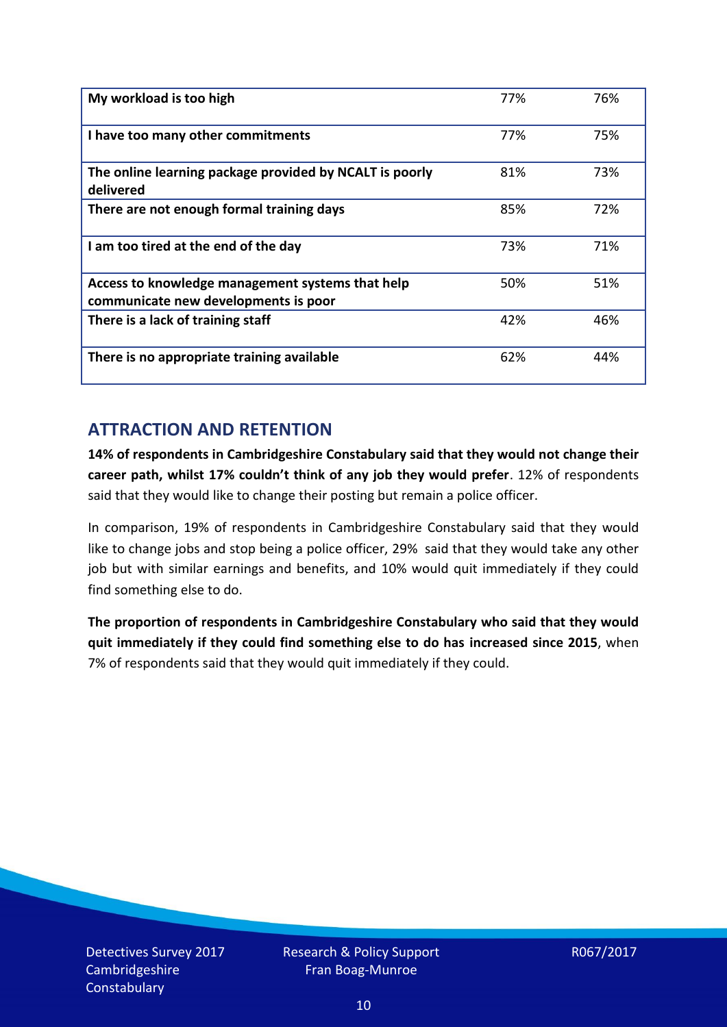| | | |
|---|---|---|
| **My workload is too high** | 77% | 76% |
| **I have too many other commitments** | 77% | 75% |
| **The online learning package provided by NCALT is poorly delivered** | 81% | 73% |
| **There are not enough formal training days** | 85% | 72% |
| **I am too tired at the end of the day** | 73% | 71% |
| **Access to knowledge management systems that help communicate new developments is poor** | 50% | 51% |
| **There is a lack of training staff** | 42% | 46% |
| **There is no appropriate training available** | 62% | 44% |

## ATTRACTION AND RETENTION

**14% of respondents in Cambridgeshire Constabulary said that they would not change their career path, whilst 17% couldn't think of any job they would prefer**. 12% of respondents said that they would like to change their posting but remain a police officer.

In comparison, 19% of respondents in Cambridgeshire Constabulary said that they would like to change jobs and stop being a police officer, 29% said that they would take any other job but with similar earnings and benefits, and 10% would quit immediately if they could find something else to do.

**The proportion of respondents in Cambridgeshire Constabulary who said that they would quit immediately if they could find something else to do has increased since 2015**, when 7% of respondents said that they would quit immediately if they could.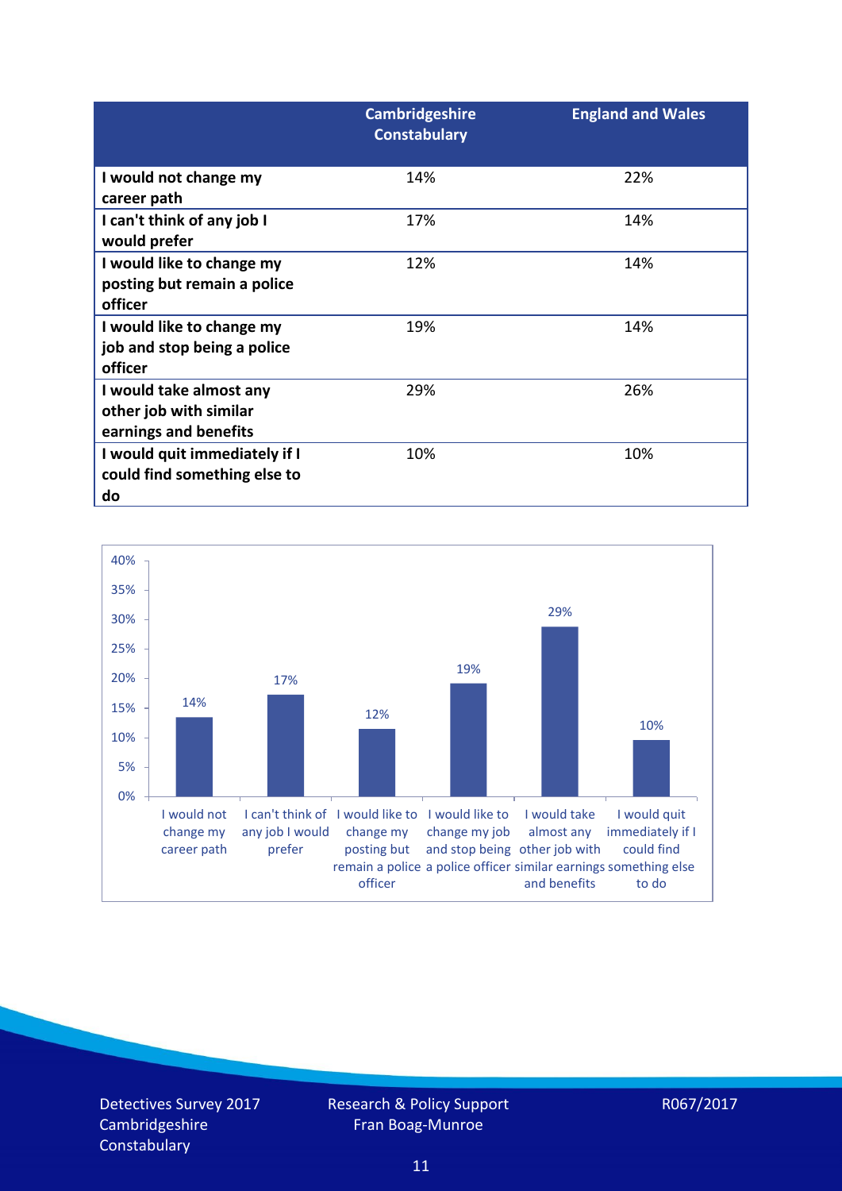| | Cambridgeshire Constabulary | England and Wales |
|---|---|---|
| **I would not change my career path** | 14% | 22% |
| **I can't think of any job I would prefer** | 17% | 14% |
| **I would like to change my posting but remain a police officer** | 12% | 14% |
| **I would like to change my job and stop being a police officer** | 19% | 14% |
| **I would take almost any other job with similar earnings and benefits** | 29% | 26% |
| **I would quit immediately if I could find something else to do** | 10% | 10% |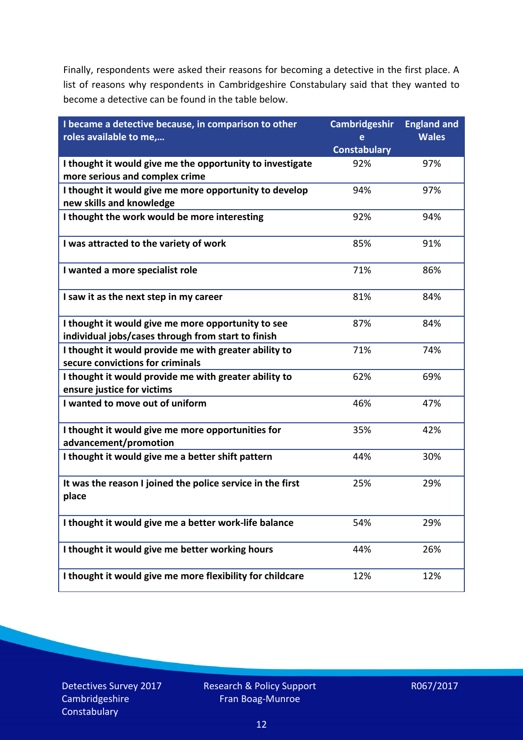Finally, respondents were asked their reasons for becoming a detective in the first place. A list of reasons why respondents in Cambridgeshire Constabulary said that they wanted to become a detective can be found in the table below.

| I became a detective because, in comparison to other roles available to me,… | Cambridgeshire Constabulary | England and Wales |
|---|---|---|
| I thought it would give me the opportunity to investigate more serious and complex crime | 92% | 97% |
| I thought it would give me more opportunity to develop new skills and knowledge | 94% | 97% |
| I thought the work would be more interesting | 92% | 94% |
| I was attracted to the variety of work | 85% | 91% |
| I wanted a more specialist role | 71% | 86% |
| I saw it as the next step in my career | 81% | 84% |
| I thought it would give me more opportunity to see individual jobs/cases through from start to finish | 87% | 84% |
| I thought it would provide me with greater ability to secure convictions for criminals | 71% | 74% |
| I thought it would provide me with greater ability to ensure justice for victims | 62% | 69% |
| I wanted to move out of uniform | 46% | 47% |
| I thought it would give me more opportunities for advancement/promotion | 35% | 42% |
| I thought it would give me a better shift pattern | 44% | 30% |
| It was the reason I joined the police service in the first place | 25% | 29% |
| I thought it would give me a better work-life balance | 54% | 29% |
| I thought it would give me better working hours | 44% | 26% |
| I thought it would give me more flexibility for childcare | 12% | 12% |